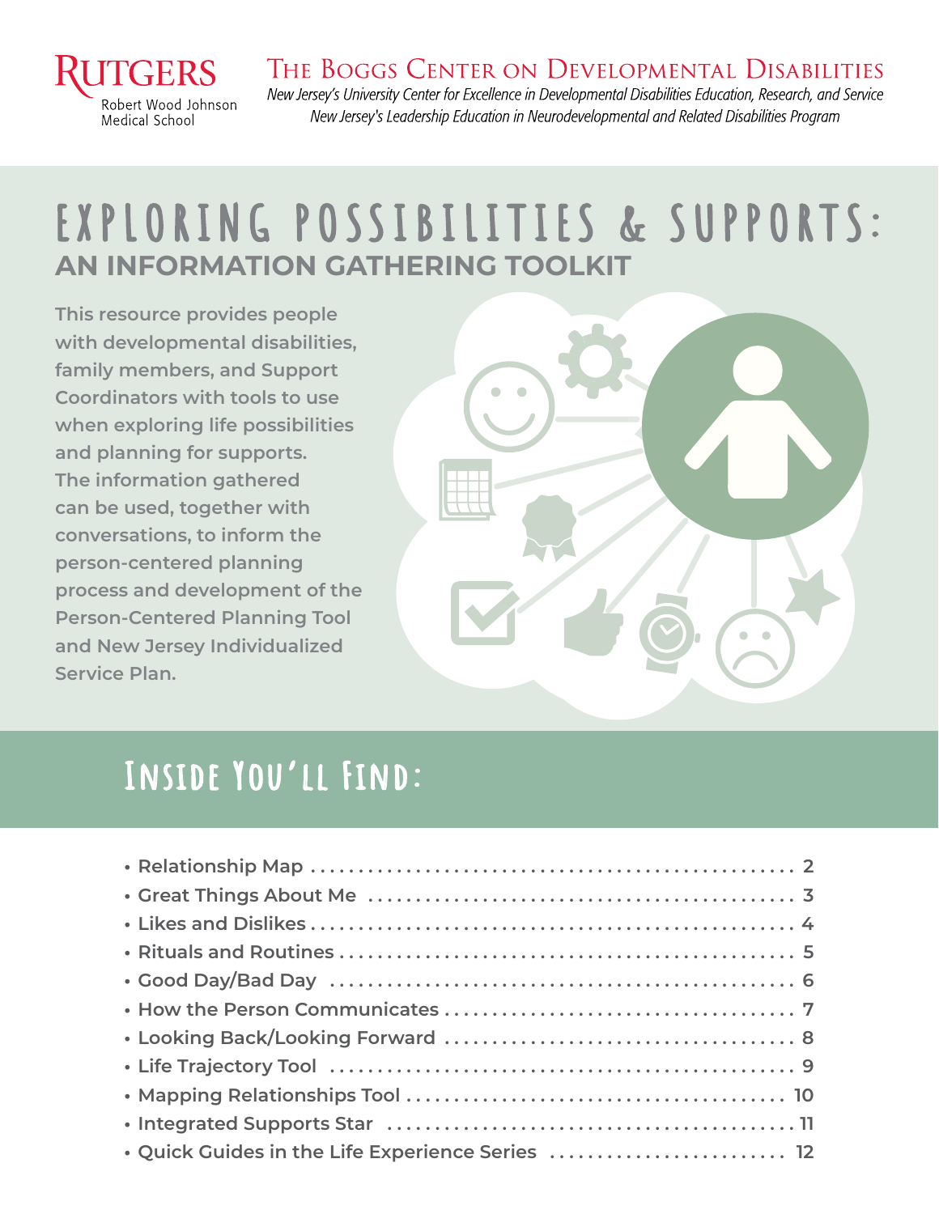Rutgers Robert Wood Johnson Medical School

The Boggs Center on Developmental Disabilities

*New Jersey's University Center for Excellence in Developmental Disabilities Education, Research, and Service*

*New Jersey's Leadership Education in Neurodevelopmental and Related Disabilities Program*

# EXPLORING POSSIBILITIES & SUPPORTS:

## AN INFORMATION GATHERING TOOLKIT

This resource provides people with developmental disabilities, family members, and Support Coordinators with tools to use when exploring life possibilities and planning for supports. The information gathered can be used, together with conversations, to inform the person-centered planning process and development of the Person-Centered Planning Tool and New Jersey Individualized Service Plan.

## Inside You'll Find:

- Relationship Map . . . 2
- Great Things About Me . . . 3
- Likes and Dislikes . . . 4
- Rituals and Routines . . . 5
- Good Day/Bad Day . . . 6
- How the Person Communicates . . . 7
- Looking Back/Looking Forward . . . 8
- Life Trajectory Tool . . . 9
- Mapping Relationships Tool . . . 10
- Integrated Supports Star . . . 11
- Quick Guides in the Life Experience Series . . . 12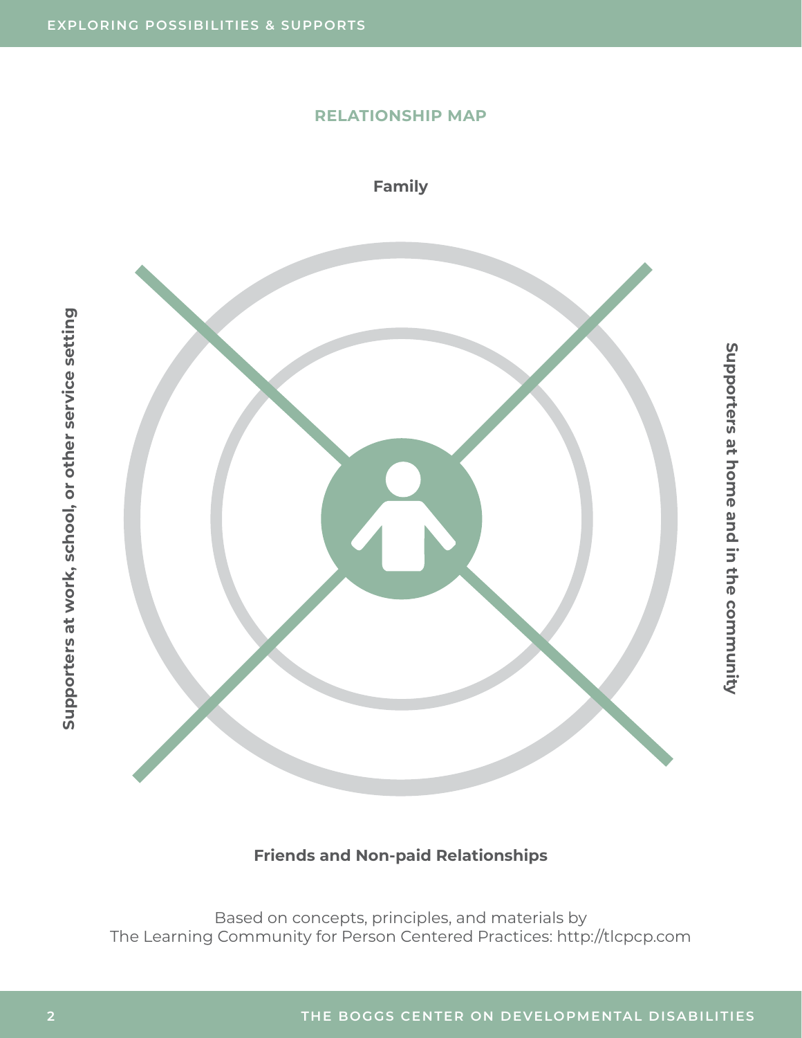## RELATIONSHIP MAP

**Family**

**Supporters at work, school, or other service setting**

**Supporters at home and in the community**

**Friends and Non-paid Relationships**

Based on concepts, principles, and materials by
The Learning Community for Person Centered Practices: http://tlcpcp.com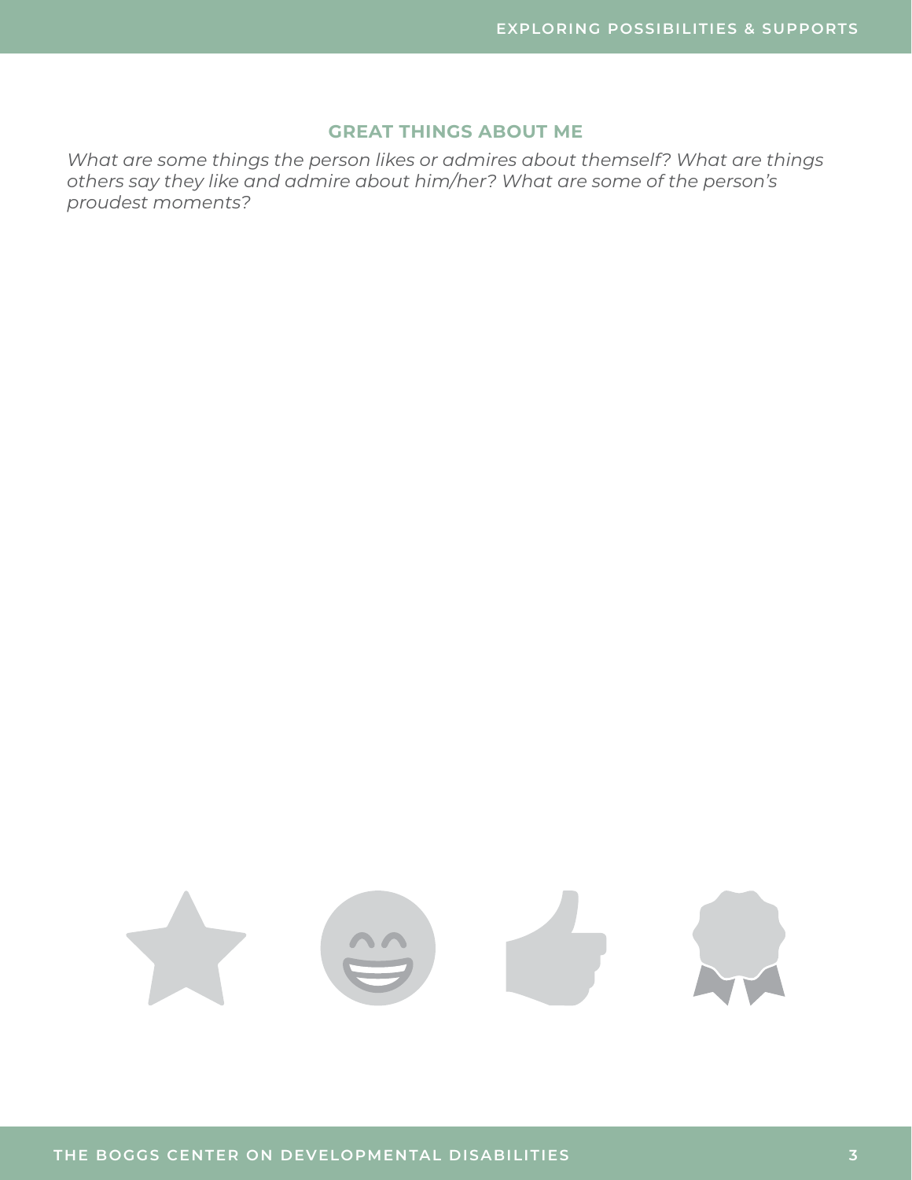## GREAT THINGS ABOUT ME

*What are some things the person likes or admires about themself? What are things others say they like and admire about him/her? What are some of the person's proudest moments?*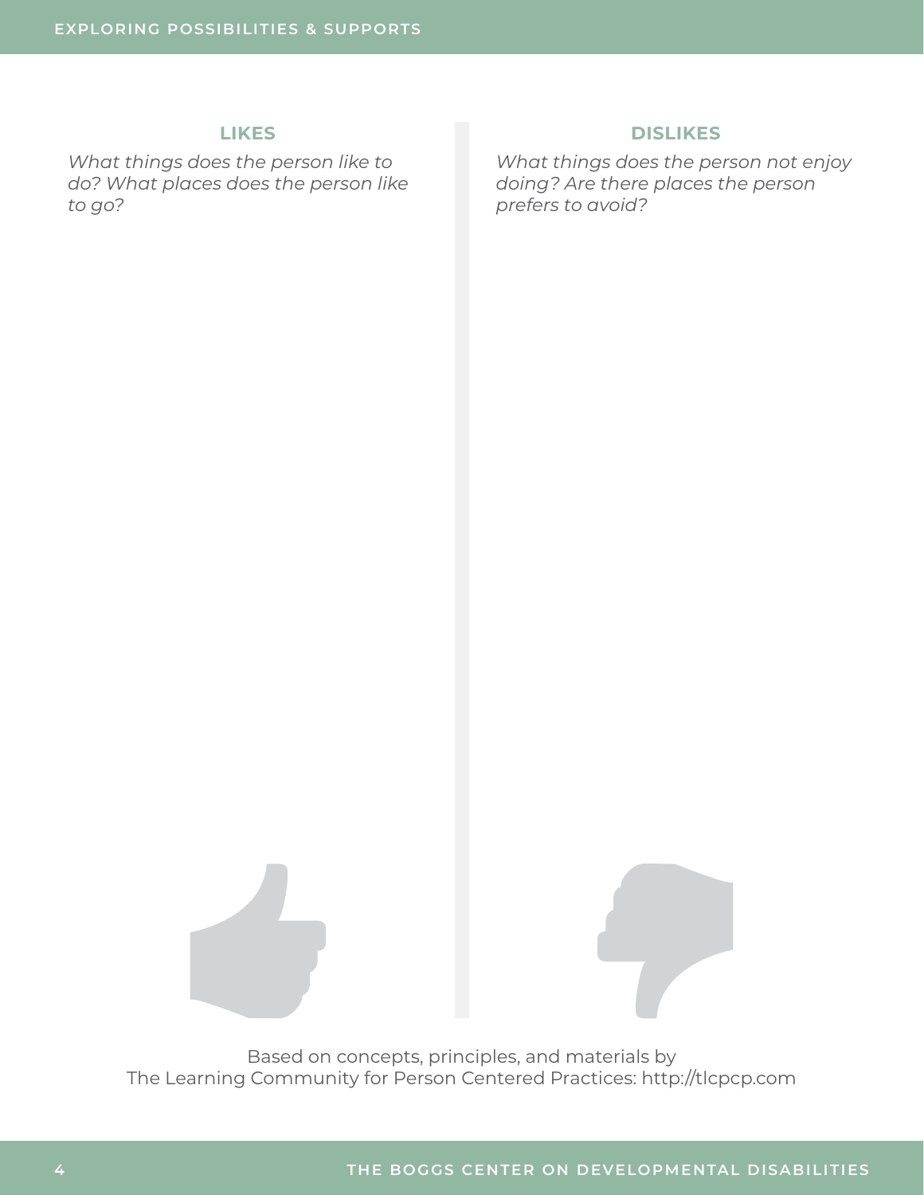## LIKES

*What things does the person like to do? What places does the person like to go?*

## DISLIKES

*What things does the person not enjoy doing? Are there places the person prefers to avoid?*

Based on concepts, principles, and materials by
The Learning Community for Person Centered Practices: http://tlcpcp.com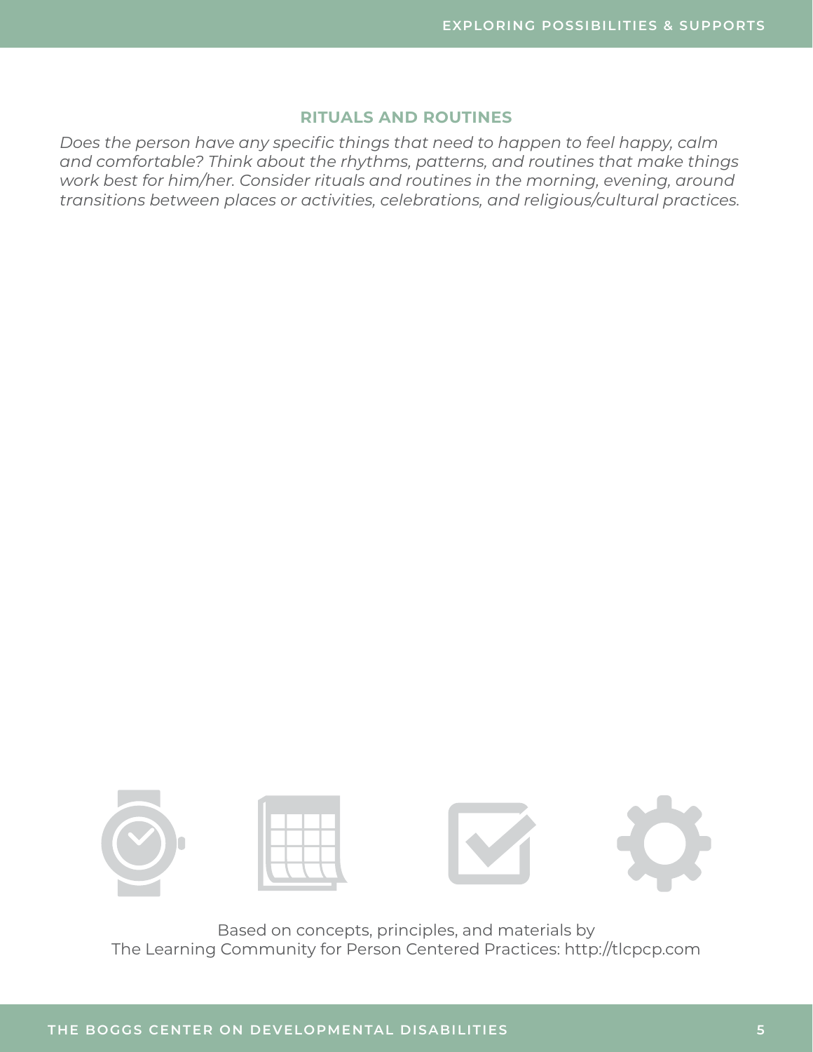## RITUALS AND ROUTINES

*Does the person have any specific things that need to happen to feel happy, calm and comfortable? Think about the rhythms, patterns, and routines that make things work best for him/her. Consider rituals and routines in the morning, evening, around transitions between places or activities, celebrations, and religious/cultural practices.*

Based on concepts, principles, and materials by
The Learning Community for Person Centered Practices: http://tlcpcp.com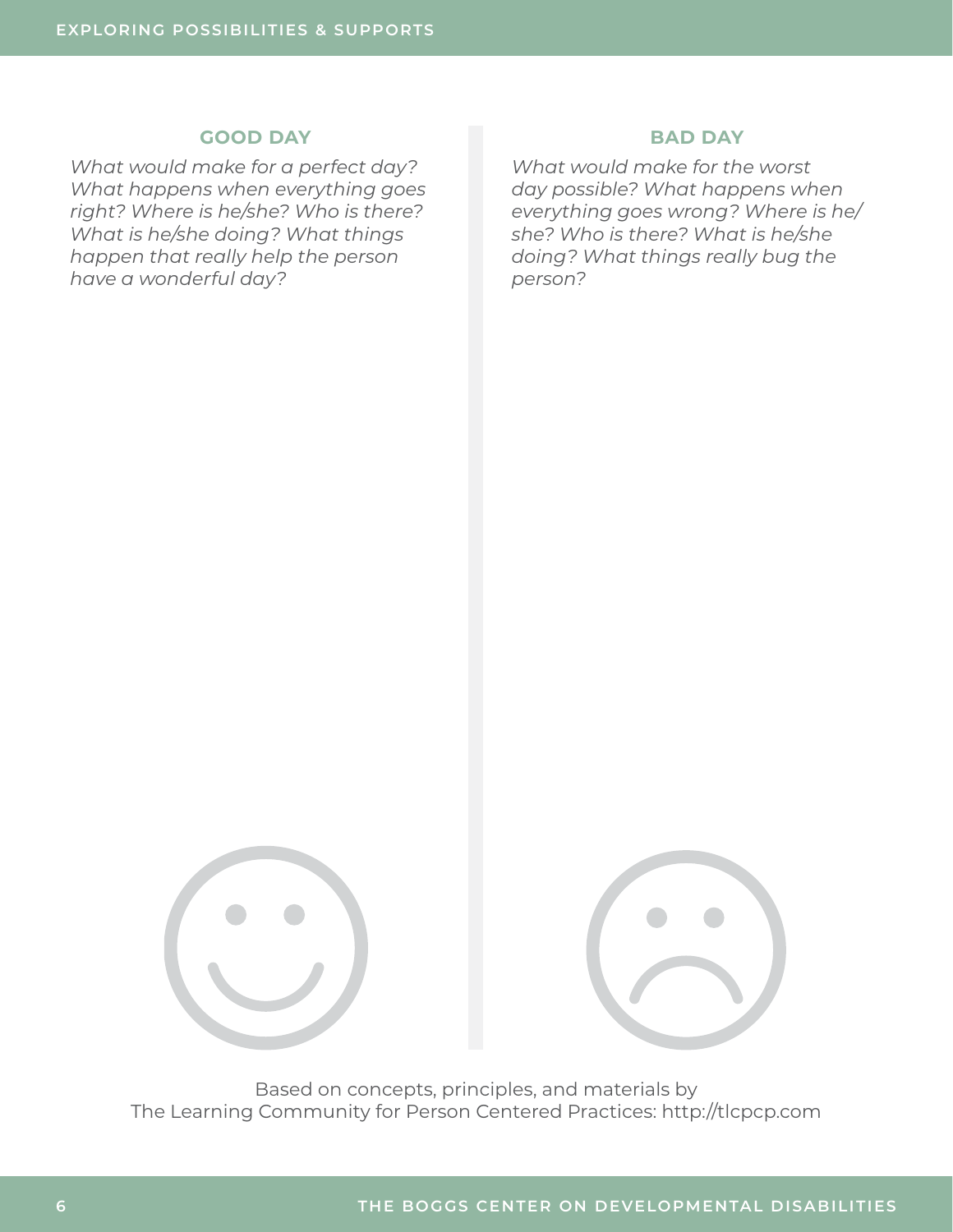## GOOD DAY

*What would make for a perfect day? What happens when everything goes right? Where is he/she? Who is there? What is he/she doing? What things happen that really help the person have a wonderful day?*

## BAD DAY

*What would make for the worst day possible? What happens when everything goes wrong? Where is he/she? Who is there? What is he/she doing? What things really bug the person?*

Based on concepts, principles, and materials by
The Learning Community for Person Centered Practices: http://tlcpcp.com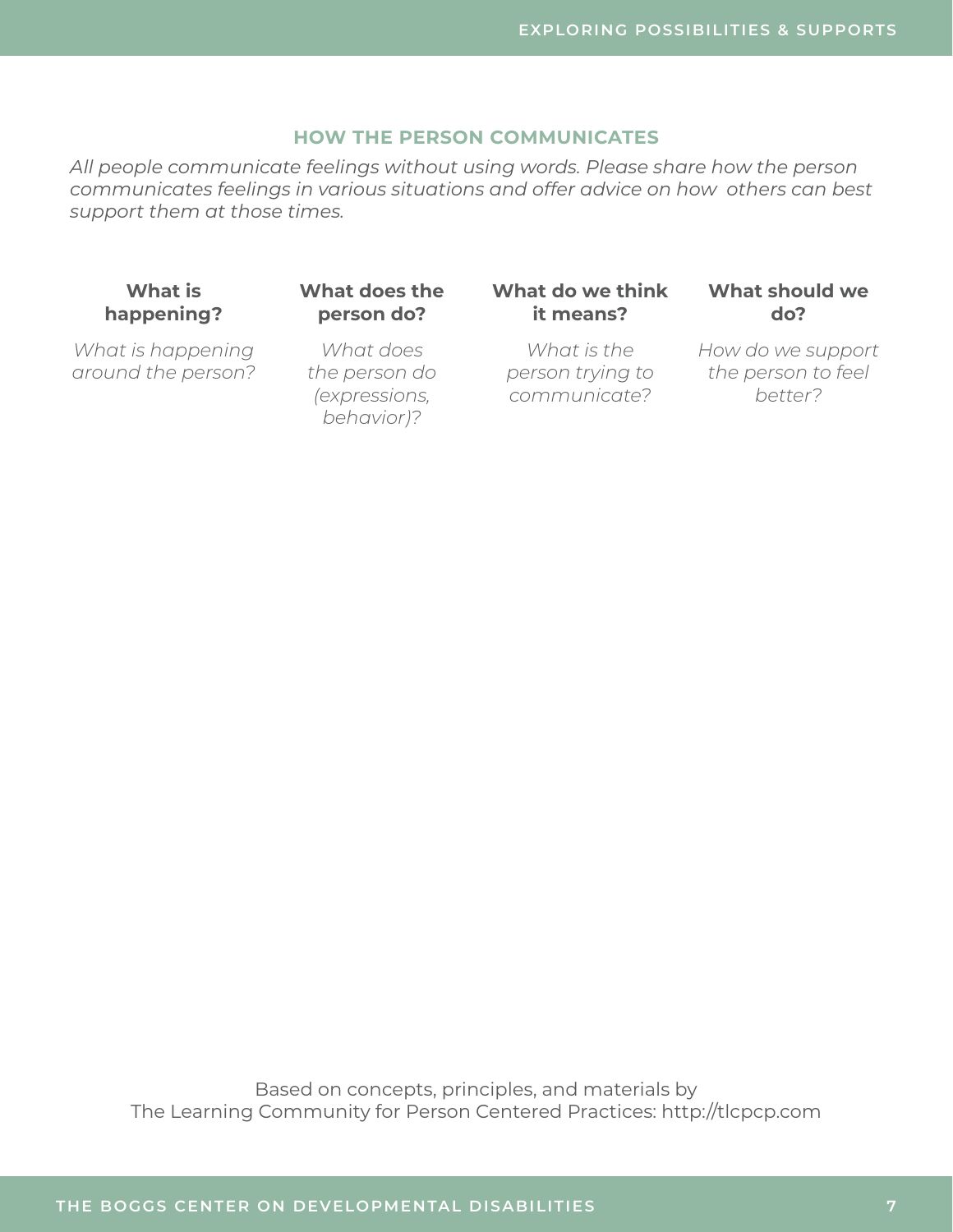## HOW THE PERSON COMMUNICATES

*All people communicate feelings without using words. Please share how the person communicates feelings in various situations and offer advice on how others can best support them at those times.*

| What is happening? | What does the person do? | What do we think it means? | What should we do? |
|---|---|---|---|
| *What is happening around the person?* | *What does the person do (expressions, behavior)?* | *What is the person trying to communicate?* | *How do we support the person to feel better?* |

Based on concepts, principles, and materials by
The Learning Community for Person Centered Practices: http://tlcpcp.com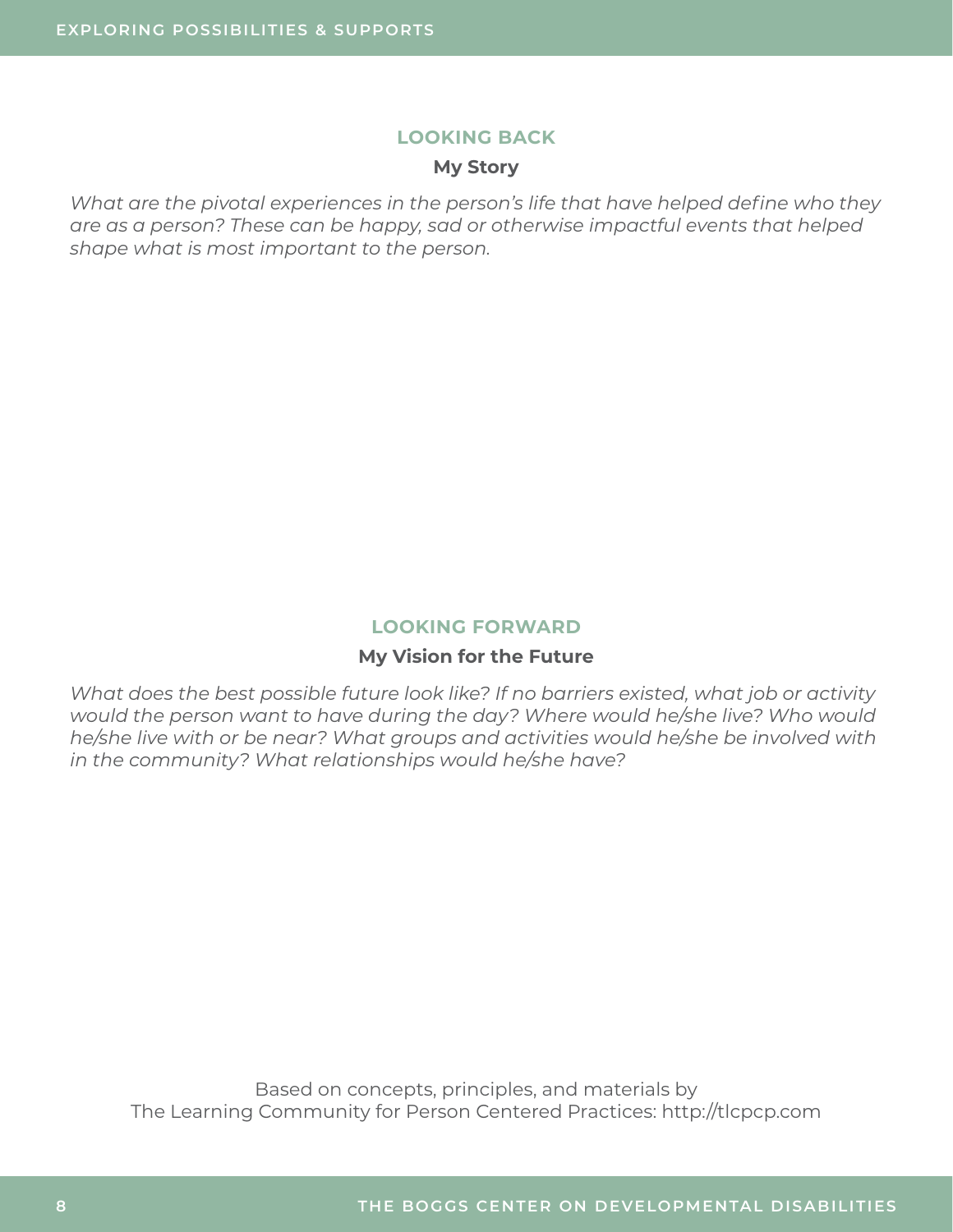## LOOKING BACK

### My Story

*What are the pivotal experiences in the person's life that have helped define who they are as a person? These can be happy, sad or otherwise impactful events that helped shape what is most important to the person.*

## LOOKING FORWARD

### My Vision for the Future

*What does the best possible future look like? If no barriers existed, what job or activity would the person want to have during the day? Where would he/she live? Who would he/she live with or be near? What groups and activities would he/she be involved with in the community? What relationships would he/she have?*

Based on concepts, principles, and materials by
The Learning Community for Person Centered Practices: http://tlcpcp.com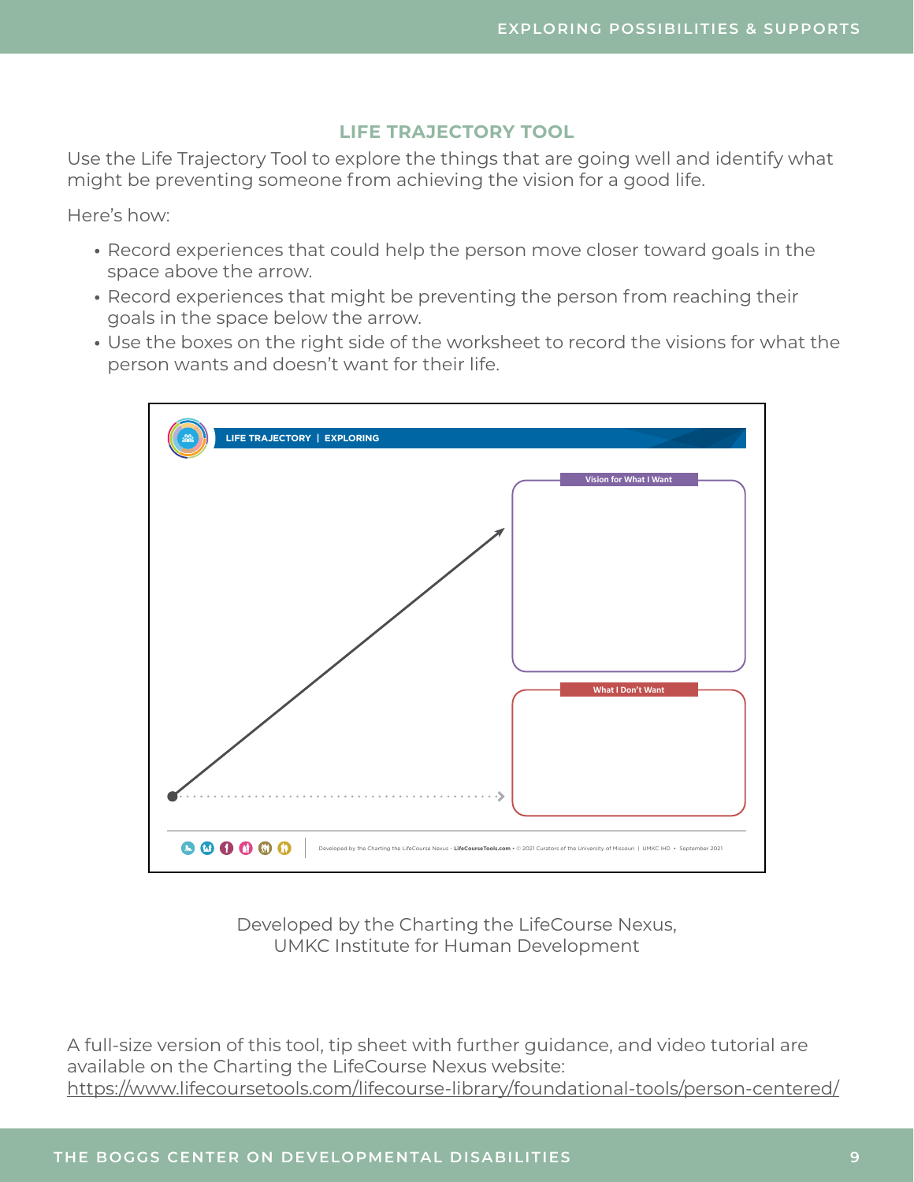## LIFE TRAJECTORY TOOL

Use the Life Trajectory Tool to explore the things that are going well and identify what might be preventing someone from achieving the vision for a good life.

Here's how:

- Record experiences that could help the person move closer toward goals in the space above the arrow.
- Record experiences that might be preventing the person from reaching their goals in the space below the arrow.
- Use the boxes on the right side of the worksheet to record the visions for what the person wants and doesn't want for their life.

LIFE TRAJECTORY | EXPLORING

Vision for What I Want

What I Don't Want

Developed by the Charting the LifeCourse Nexus - LifeCourseTools.com • © 2021 Curators of the University of Missouri | UMKC IHD • September 2021

Developed by the Charting the LifeCourse Nexus,
UMKC Institute for Human Development

A full-size version of this tool, tip sheet with further guidance, and video tutorial are available on the Charting the LifeCourse Nexus website:
https://www.lifecoursetools.com/lifecourse-library/foundational-tools/person-centered/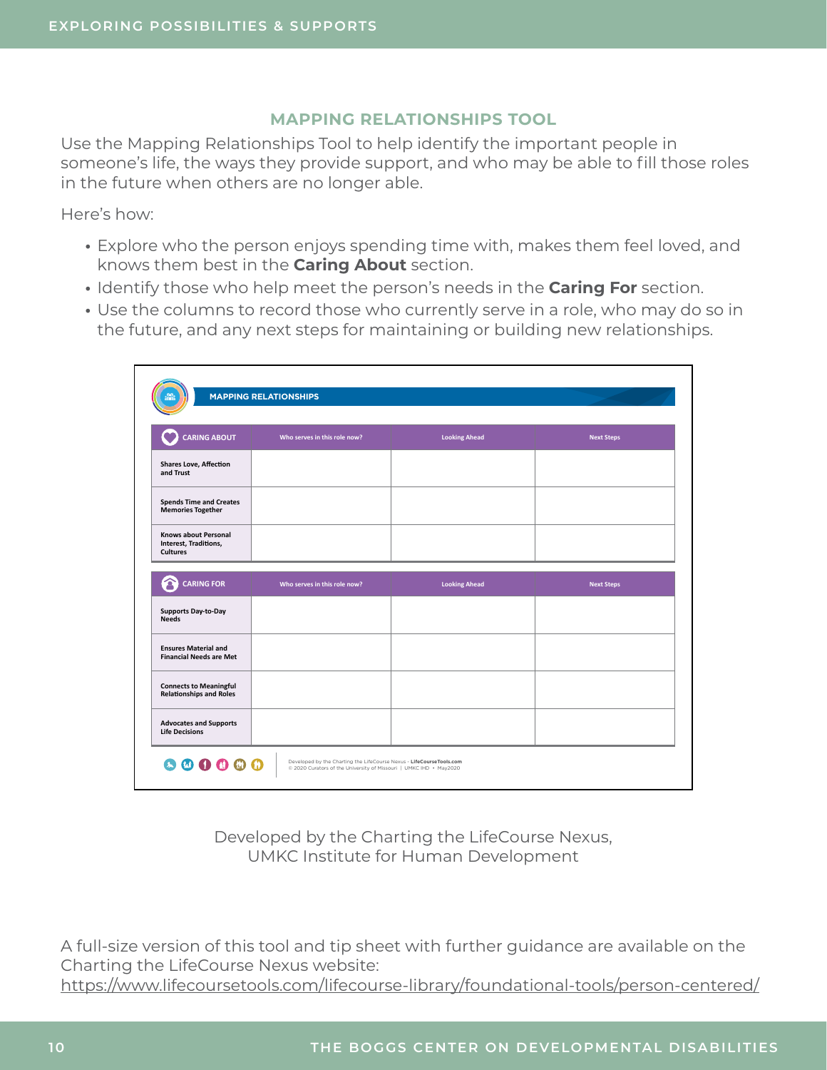## MAPPING RELATIONSHIPS TOOL

Use the Mapping Relationships Tool to help identify the important people in someone's life, the ways they provide support, and who may be able to fill those roles in the future when others are no longer able.

Here's how:

- Explore who the person enjoys spending time with, makes them feel loved, and knows them best in the **Caring About** section.
- Identify those who help meet the person's needs in the **Caring For** section.
- Use the columns to record those who currently serve in a role, who may do so in the future, and any next steps for maintaining or building new relationships.

**MAPPING RELATIONSHIPS**

| CARING ABOUT | Who serves in this role now? | Looking Ahead | Next Steps |
|---|---|---|---|
| Shares Love, Affection and Trust | | | |
| Spends Time and Creates Memories Together | | | |
| Knows about Personal Interest, Traditions, Cultures | | | |

| CARING FOR | Who serves in this role now? | Looking Ahead | Next Steps |
|---|---|---|---|
| Supports Day-to-Day Needs | | | |
| Ensures Material and Financial Needs are Met | | | |
| Connects to Meaningful Relationships and Roles | | | |
| Advocates and Supports Life Decisions | | | |

Developed by the Charting the LifeCourse Nexus - **LifeCourseTools.com**
© 2020 Curators of the University of Missouri | UMKC IHD • May2020

Developed by the Charting the LifeCourse Nexus,
UMKC Institute for Human Development

A full-size version of this tool and tip sheet with further guidance are available on the Charting the LifeCourse Nexus website:
https://www.lifecoursetools.com/lifecourse-library/foundational-tools/person-centered/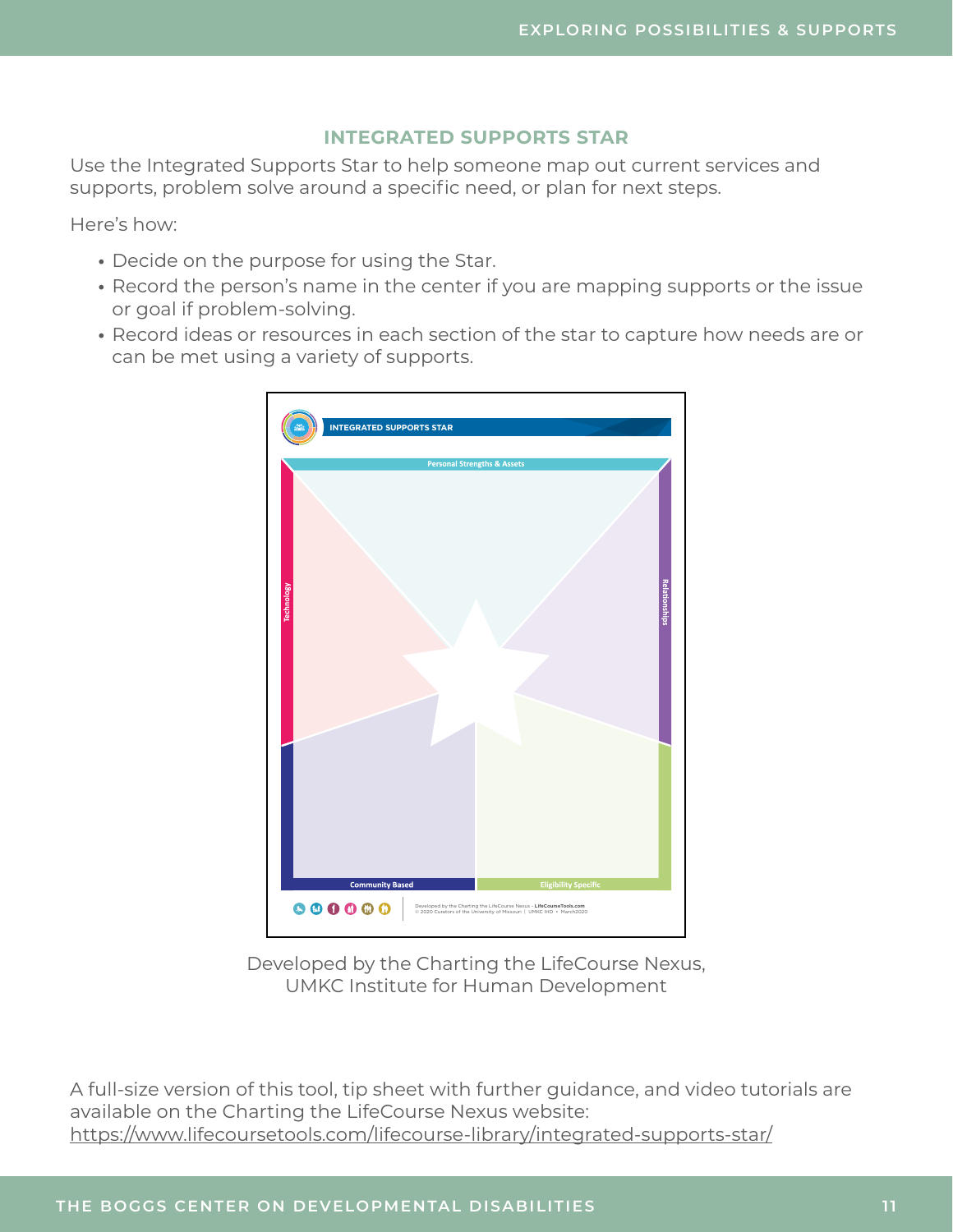## INTEGRATED SUPPORTS STAR

Use the Integrated Supports Star to help someone map out current services and supports, problem solve around a specific need, or plan for next steps.

Here's how:

- Decide on the purpose for using the Star.
- Record the person's name in the center if you are mapping supports or the issue or goal if problem-solving.
- Record ideas or resources in each section of the star to capture how needs are or can be met using a variety of supports.

INTEGRATED SUPPORTS STAR

Personal Strengths & Assets

Technology

Relationships

Community Based

Eligibility Specific

Developed by the Charting the LifeCourse Nexus - LifeCourseTools.com
© 2020 Curators of the University of Missouri | UMKC IHD • March2020

Developed by the Charting the LifeCourse Nexus,
UMKC Institute for Human Development

A full-size version of this tool, tip sheet with further guidance, and video tutorials are available on the Charting the LifeCourse Nexus website:
https://www.lifecoursetools.com/lifecourse-library/integrated-supports-star/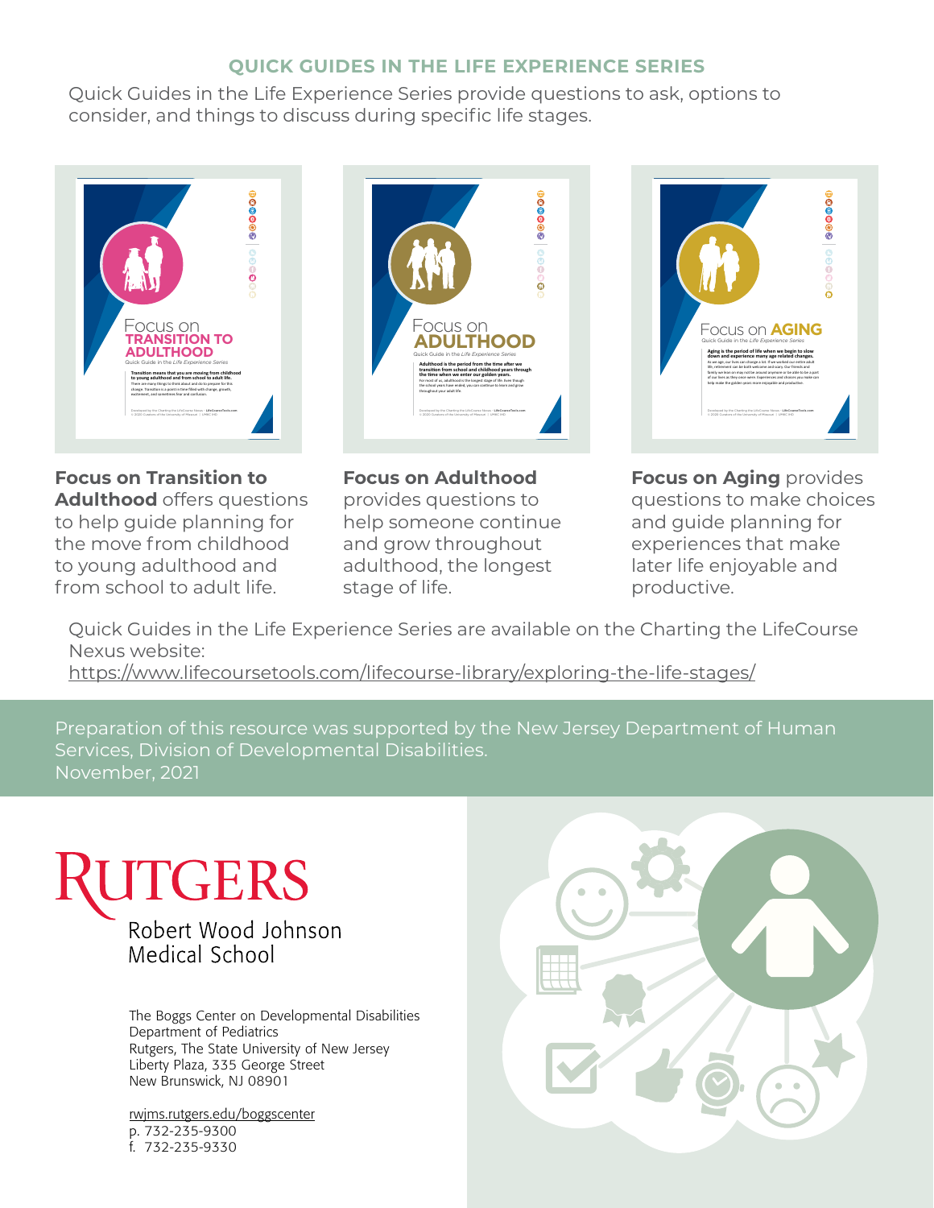## QUICK GUIDES IN THE LIFE EXPERIENCE SERIES

Quick Guides in the Life Experience Series provide questions to ask, options to consider, and things to discuss during specific life stages.

**Focus on Transition to Adulthood** offers questions to help guide planning for the move from childhood to young adulthood and from school to adult life.

**Focus on Adulthood** provides questions to help someone continue and grow throughout adulthood, the longest stage of life.

**Focus on Aging** provides questions to make choices and guide planning for experiences that make later life enjoyable and productive.

Quick Guides in the Life Experience Series are available on the Charting the LifeCourse Nexus website:
https://www.lifecoursetools.com/lifecourse-library/exploring-the-life-stages/

Preparation of this resource was supported by the New Jersey Department of Human Services, Division of Developmental Disabilities.
November, 2021

RUTGERS
Robert Wood Johnson
Medical School

The Boggs Center on Developmental Disabilities
Department of Pediatrics
Rutgers, The State University of New Jersey
Liberty Plaza, 335 George Street
New Brunswick, NJ 08901

rwjms.rutgers.edu/boggscenter
p. 732-235-9300
f. 732-235-9330